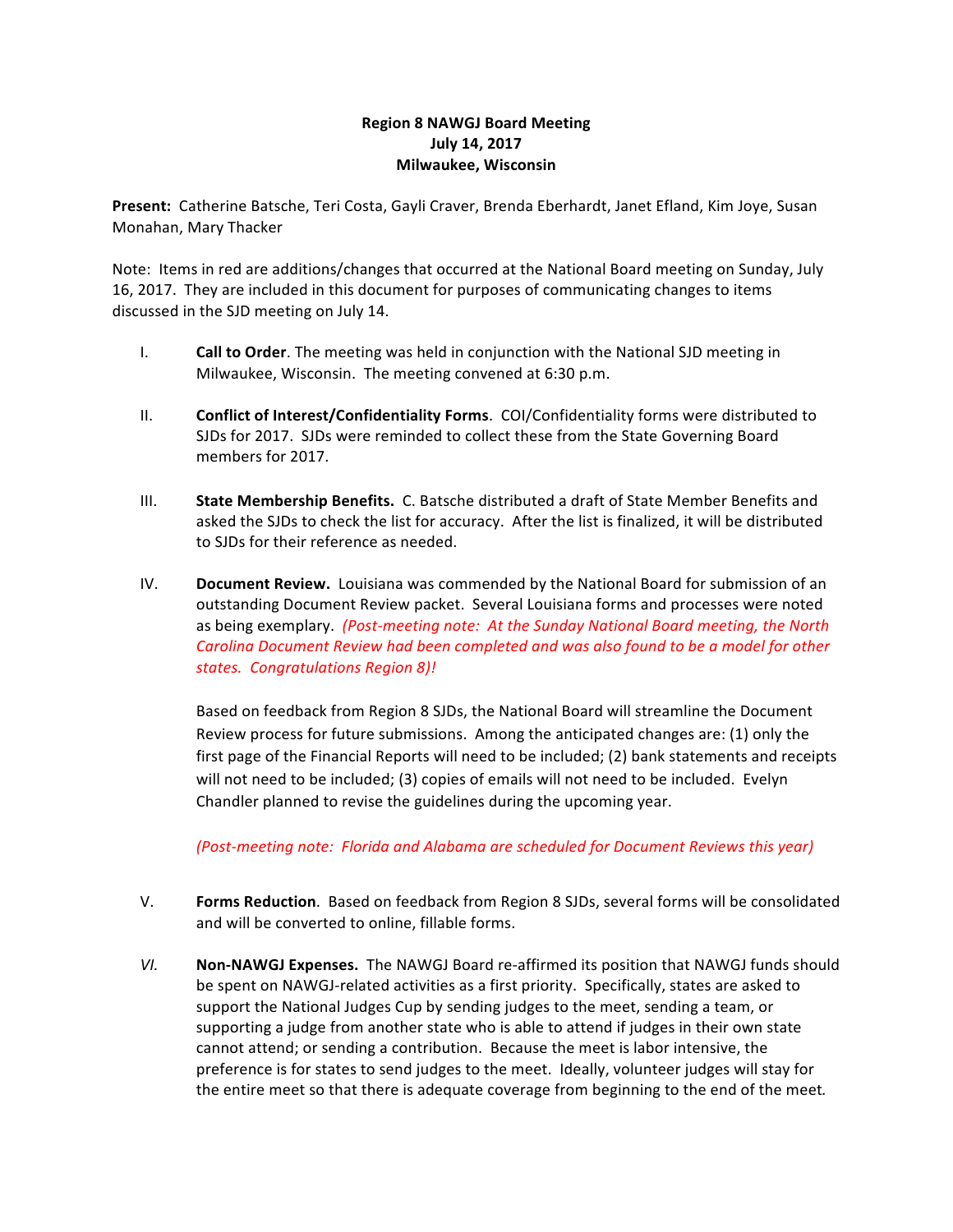**Region 8 NAWGJ Board Meeting**
**July 14, 2017**
**Milwaukee, Wisconsin**

**Present:** Catherine Batsche, Teri Costa, Gayli Craver, Brenda Eberhardt, Janet Efland, Kim Joye, Susan Monahan, Mary Thacker

Note: Items in red are additions/changes that occurred at the National Board meeting on Sunday, July 16, 2017. They are included in this document for purposes of communicating changes to items discussed in the SJD meeting on July 14.

I. **Call to Order**. The meeting was held in conjunction with the National SJD meeting in Milwaukee, Wisconsin. The meeting convened at 6:30 p.m.

II. **Conflict of Interest/Confidentiality Forms**. COI/Confidentiality forms were distributed to SJDs for 2017. SJDs were reminded to collect these from the State Governing Board members for 2017.

III. **State Membership Benefits.** C. Batsche distributed a draft of State Member Benefits and asked the SJDs to check the list for accuracy. After the list is finalized, it will be distributed to SJDs for their reference as needed.

IV. **Document Review.** Louisiana was commended by the National Board for submission of an outstanding Document Review packet. Several Louisiana forms and processes were noted as being exemplary. *(Post-meeting note: At the Sunday National Board meeting, the North Carolina Document Review had been completed and was also found to be a model for other states. Congratulations Region 8)!*

   Based on feedback from Region 8 SJDs, the National Board will streamline the Document Review process for future submissions. Among the anticipated changes are: (1) only the first page of the Financial Reports will need to be included; (2) bank statements and receipts will not need to be included; (3) copies of emails will not need to be included. Evelyn Chandler planned to revise the guidelines during the upcoming year.

   *(Post-meeting note: Florida and Alabama are scheduled for Document Reviews this year)*

V. **Forms Reduction**. Based on feedback from Region 8 SJDs, several forms will be consolidated and will be converted to online, fillable forms.

*VI.* **Non-NAWGJ Expenses.** The NAWGJ Board re-affirmed its position that NAWGJ funds should be spent on NAWGJ-related activities as a first priority. Specifically, states are asked to support the National Judges Cup by sending judges to the meet, sending a team, or supporting a judge from another state who is able to attend if judges in their own state cannot attend; or sending a contribution. Because the meet is labor intensive, the preference is for states to send judges to the meet. Ideally, volunteer judges will stay for the entire meet so that there is adequate coverage from beginning to the end of the meet.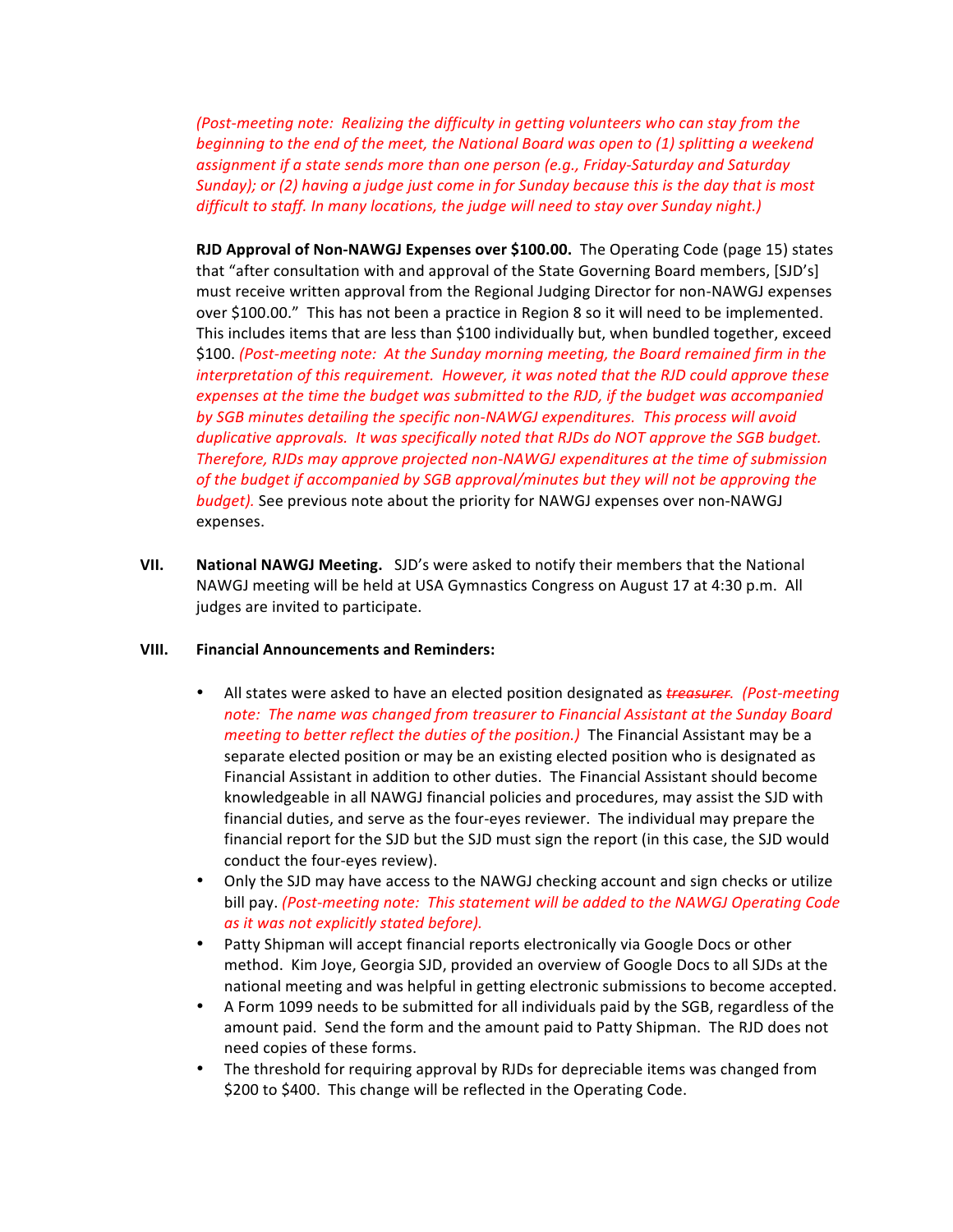*(Post-meeting note: Realizing the difficulty in getting volunteers who can stay from the beginning to the end of the meet, the National Board was open to (1) splitting a weekend assignment if a state sends more than one person (e.g., Friday-Saturday and Saturday Sunday); or (2) having a judge just come in for Sunday because this is the day that is most difficult to staff. In many locations, the judge will need to stay over Sunday night.)*

**RJD Approval of Non-NAWGJ Expenses over $100.00.** The Operating Code (page 15) states that "after consultation with and approval of the State Governing Board members, [SJD's] must receive written approval from the Regional Judging Director for non-NAWGJ expenses over $100.00." This has not been a practice in Region 8 so it will need to be implemented. This includes items that are less than $100 individually but, when bundled together, exceed $100. *(Post-meeting note: At the Sunday morning meeting, the Board remained firm in the interpretation of this requirement. However, it was noted that the RJD could approve these expenses at the time the budget was submitted to the RJD, if the budget was accompanied by SGB minutes detailing the specific non-NAWGJ expenditures. This process will avoid duplicative approvals. It was specifically noted that RJDs do NOT approve the SGB budget. Therefore, RJDs may approve projected non-NAWGJ expenditures at the time of submission of the budget if accompanied by SGB approval/minutes but they will not be approving the budget).* See previous note about the priority for NAWGJ expenses over non-NAWGJ expenses.

**VII. National NAWGJ Meeting.** SJD's were asked to notify their members that the National NAWGJ meeting will be held at USA Gymnastics Congress on August 17 at 4:30 p.m. All judges are invited to participate.

**VIII. Financial Announcements and Reminders:**

- All states were asked to have an elected position designated as ~~*treasurer*~~. *(Post-meeting note: The name was changed from treasurer to Financial Assistant at the Sunday Board meeting to better reflect the duties of the position.)* The Financial Assistant may be a separate elected position or may be an existing elected position who is designated as Financial Assistant in addition to other duties. The Financial Assistant should become knowledgeable in all NAWGJ financial policies and procedures, may assist the SJD with financial duties, and serve as the four-eyes reviewer. The individual may prepare the financial report for the SJD but the SJD must sign the report (in this case, the SJD would conduct the four-eyes review).
- Only the SJD may have access to the NAWGJ checking account and sign checks or utilize bill pay. *(Post-meeting note: This statement will be added to the NAWGJ Operating Code as it was not explicitly stated before).*
- Patty Shipman will accept financial reports electronically via Google Docs or other method. Kim Joye, Georgia SJD, provided an overview of Google Docs to all SJDs at the national meeting and was helpful in getting electronic submissions to become accepted.
- A Form 1099 needs to be submitted for all individuals paid by the SGB, regardless of the amount paid. Send the form and the amount paid to Patty Shipman. The RJD does not need copies of these forms.
- The threshold for requiring approval by RJDs for depreciable items was changed from $200 to $400. This change will be reflected in the Operating Code.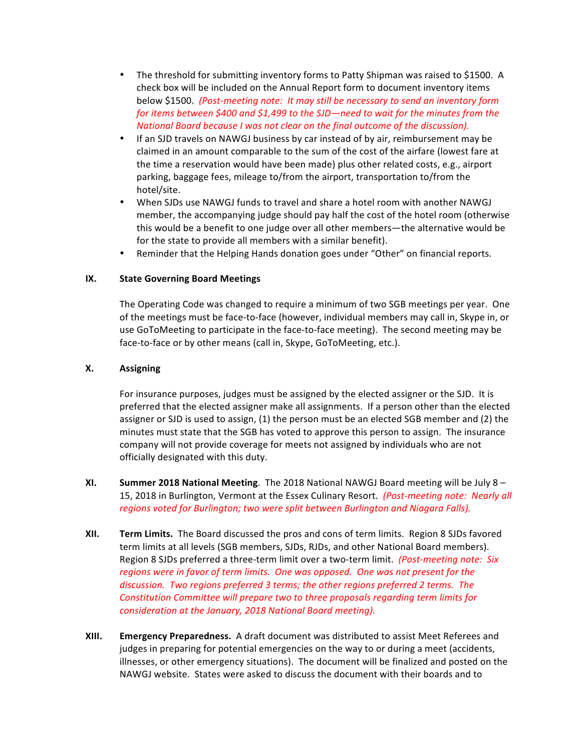- The threshold for submitting inventory forms to Patty Shipman was raised to $1500. A check box will be included on the Annual Report form to document inventory items below $1500. *(Post-meeting note: It may still be necessary to send an inventory form for items between $400 and $1,499 to the SJD—need to wait for the minutes from the National Board because I was not clear on the final outcome of the discussion).*
- If an SJD travels on NAWGJ business by car instead of by air, reimbursement may be claimed in an amount comparable to the sum of the cost of the airfare (lowest fare at the time a reservation would have been made) plus other related costs, e.g., airport parking, baggage fees, mileage to/from the airport, transportation to/from the hotel/site.
- When SJDs use NAWGJ funds to travel and share a hotel room with another NAWGJ member, the accompanying judge should pay half the cost of the hotel room (otherwise this would be a benefit to one judge over all other members—the alternative would be for the state to provide all members with a similar benefit).
- Reminder that the Helping Hands donation goes under "Other" on financial reports.

## IX. State Governing Board Meetings

The Operating Code was changed to require a minimum of two SGB meetings per year. One of the meetings must be face-to-face (however, individual members may call in, Skype in, or use GoToMeeting to participate in the face-to-face meeting). The second meeting may be face-to-face or by other means (call in, Skype, GoToMeeting, etc.).

## X. Assigning

For insurance purposes, judges must be assigned by the elected assigner or the SJD. It is preferred that the elected assigner make all assignments. If a person other than the elected assigner or SJD is used to assign, (1) the person must be an elected SGB member and (2) the minutes must state that the SGB has voted to approve this person to assign. The insurance company will not provide coverage for meets not assigned by individuals who are not officially designated with this duty.

**XI. Summer 2018 National Meeting**. The 2018 National NAWGJ Board meeting will be July 8 – 15, 2018 in Burlington, Vermont at the Essex Culinary Resort. *(Post-meeting note: Nearly all regions voted for Burlington; two were split between Burlington and Niagara Falls).*

**XII. Term Limits.** The Board discussed the pros and cons of term limits. Region 8 SJDs favored term limits at all levels (SGB members, SJDs, RJDs, and other National Board members). Region 8 SJDs preferred a three-term limit over a two-term limit. *(Post-meeting note: Six regions were in favor of term limits. One was opposed. One was not present for the discussion. Two regions preferred 3 terms; the other regions preferred 2 terms. The Constitution Committee will prepare two to three proposals regarding term limits for consideration at the January, 2018 National Board meeting).*

**XIII. Emergency Preparedness.** A draft document was distributed to assist Meet Referees and judges in preparing for potential emergencies on the way to or during a meet (accidents, illnesses, or other emergency situations). The document will be finalized and posted on the NAWGJ website. States were asked to discuss the document with their boards and to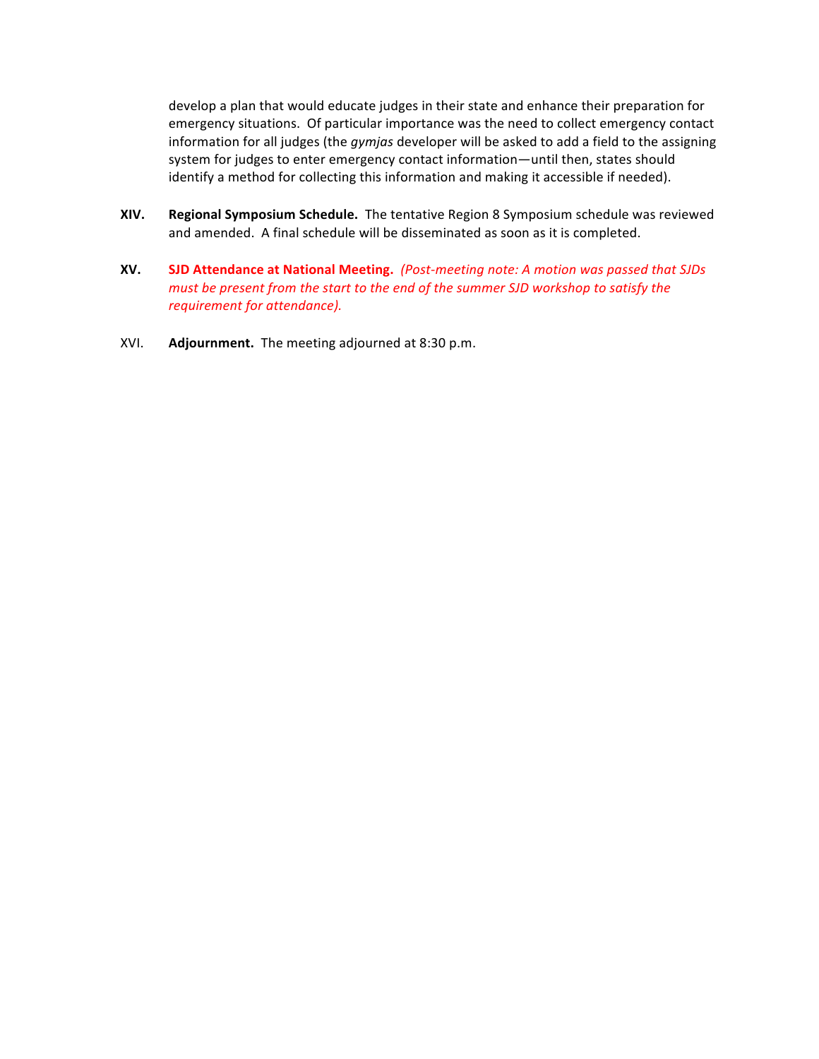develop a plan that would educate judges in their state and enhance their preparation for emergency situations. Of particular importance was the need to collect emergency contact information for all judges (the *gymjas* developer will be asked to add a field to the assigning system for judges to enter emergency contact information—until then, states should identify a method for collecting this information and making it accessible if needed).

**XIV.** **Regional Symposium Schedule.** The tentative Region 8 Symposium schedule was reviewed and amended. A final schedule will be disseminated as soon as it is completed.

**XV.** **SJD Attendance at National Meeting.** *(Post-meeting note: A motion was passed that SJDs must be present from the start to the end of the summer SJD workshop to satisfy the requirement for attendance).*

XVI. **Adjournment.** The meeting adjourned at 8:30 p.m.